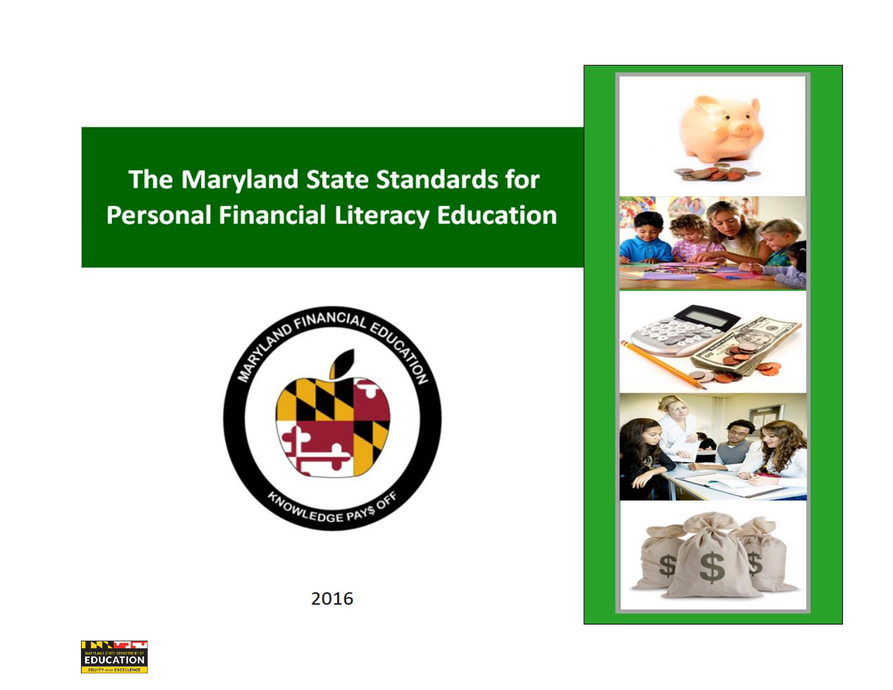# The Maryland State Standards for Personal Financial Literacy Education

MARYLAND FINANCIAL EDUCATION

KNOWLEDGE PAYS OFF

2016

MARYLAND STATE DEPARTMENT OF EDUCATION

EQUITY AND EXCELLENCE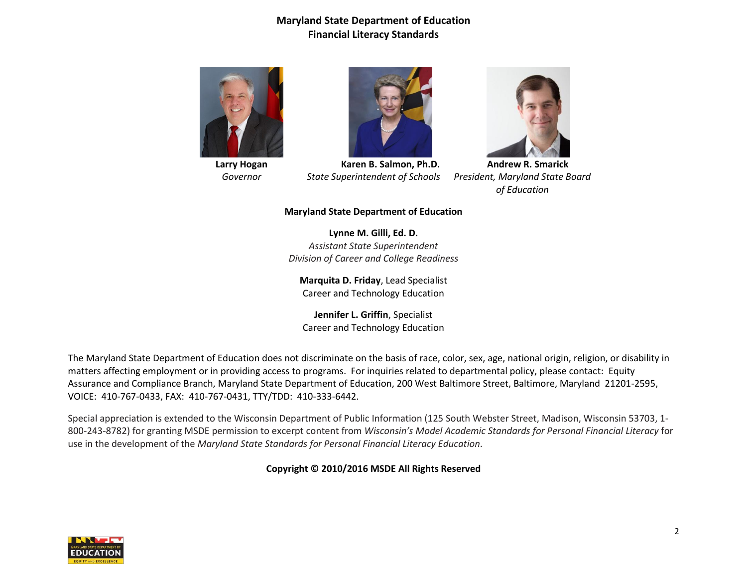**Maryland State Department of Education**
**Financial Literacy Standards**

**Larry Hogan**
*Governor*

**Karen B. Salmon, Ph.D.**
*State Superintendent of Schools*

**Andrew R. Smarick**
*President, Maryland State Board of Education*

**Maryland State Department of Education**

**Lynne M. Gilli, Ed. D.**
*Assistant State Superintendent*
*Division of Career and College Readiness*

**Marquita D. Friday**, Lead Specialist
Career and Technology Education

**Jennifer L. Griffin**, Specialist
Career and Technology Education

The Maryland State Department of Education does not discriminate on the basis of race, color, sex, age, national origin, religion, or disability in matters affecting employment or in providing access to programs. For inquiries related to departmental policy, please contact: Equity Assurance and Compliance Branch, Maryland State Department of Education, 200 West Baltimore Street, Baltimore, Maryland 21201-2595, VOICE: 410-767-0433, FAX: 410-767-0431, TTY/TDD: 410-333-6442.

Special appreciation is extended to the Wisconsin Department of Public Information (125 South Webster Street, Madison, Wisconsin 53703, 1-800-243-8782) for granting MSDE permission to excerpt content from *Wisconsin's Model Academic Standards for Personal Financial Literacy* for use in the development of the *Maryland State Standards for Personal Financial Literacy Education*.

**Copyright © 2010/2016 MSDE All Rights Reserved**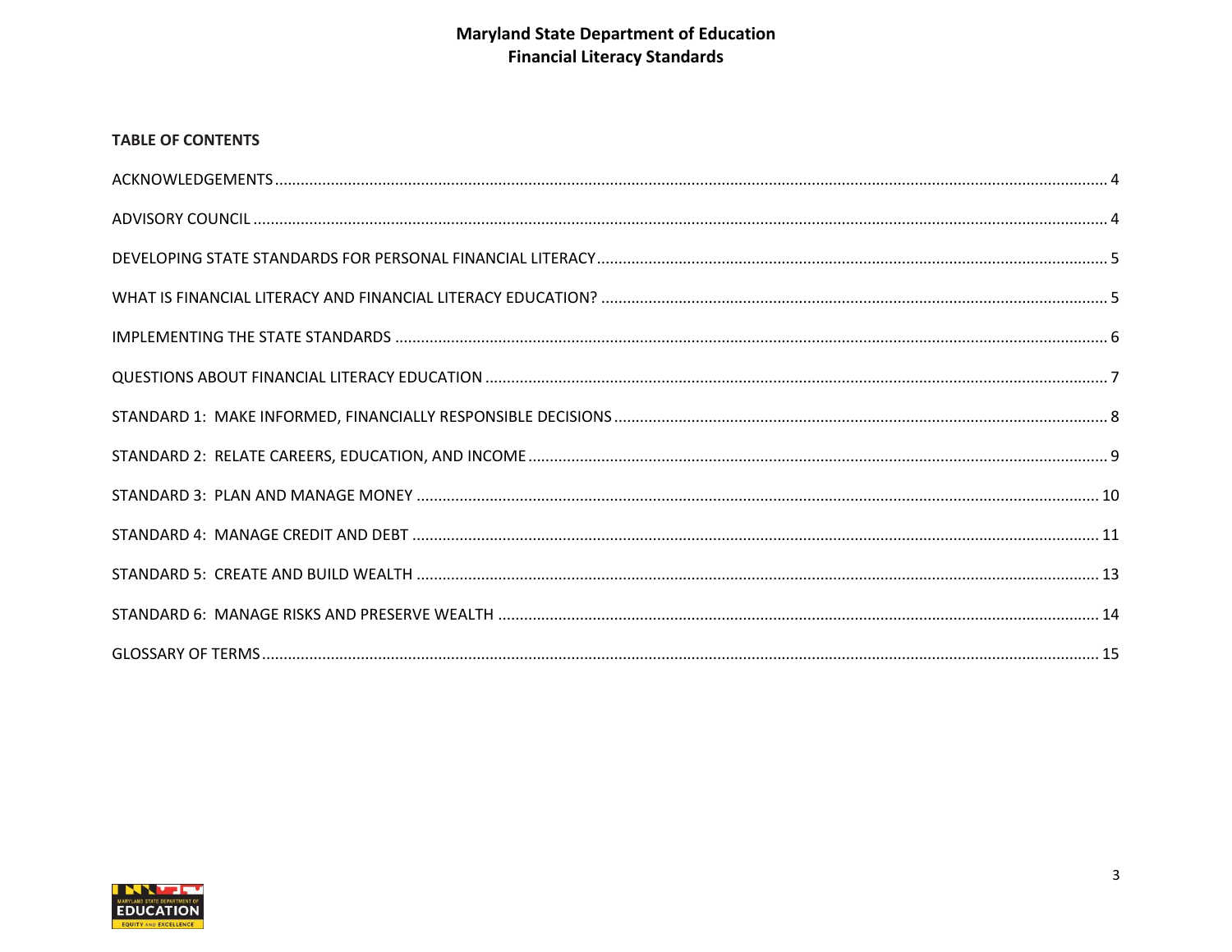**TABLE OF CONTENTS**

ACKNOWLEDGEMENTS .......... 4

ADVISORY COUNCIL .......... 4

DEVELOPING STATE STANDARDS FOR PERSONAL FINANCIAL LITERACY .......... 5

WHAT IS FINANCIAL LITERACY AND FINANCIAL LITERACY EDUCATION? .......... 5

IMPLEMENTING THE STATE STANDARDS .......... 6

QUESTIONS ABOUT FINANCIAL LITERACY EDUCATION .......... 7

STANDARD 1: MAKE INFORMED, FINANCIALLY RESPONSIBLE DECISIONS .......... 8

STANDARD 2: RELATE CAREERS, EDUCATION, AND INCOME .......... 9

STANDARD 3: PLAN AND MANAGE MONEY .......... 10

STANDARD 4: MANAGE CREDIT AND DEBT .......... 11

STANDARD 5: CREATE AND BUILD WEALTH .......... 13

STANDARD 6: MANAGE RISKS AND PRESERVE WEALTH .......... 14

GLOSSARY OF TERMS .......... 15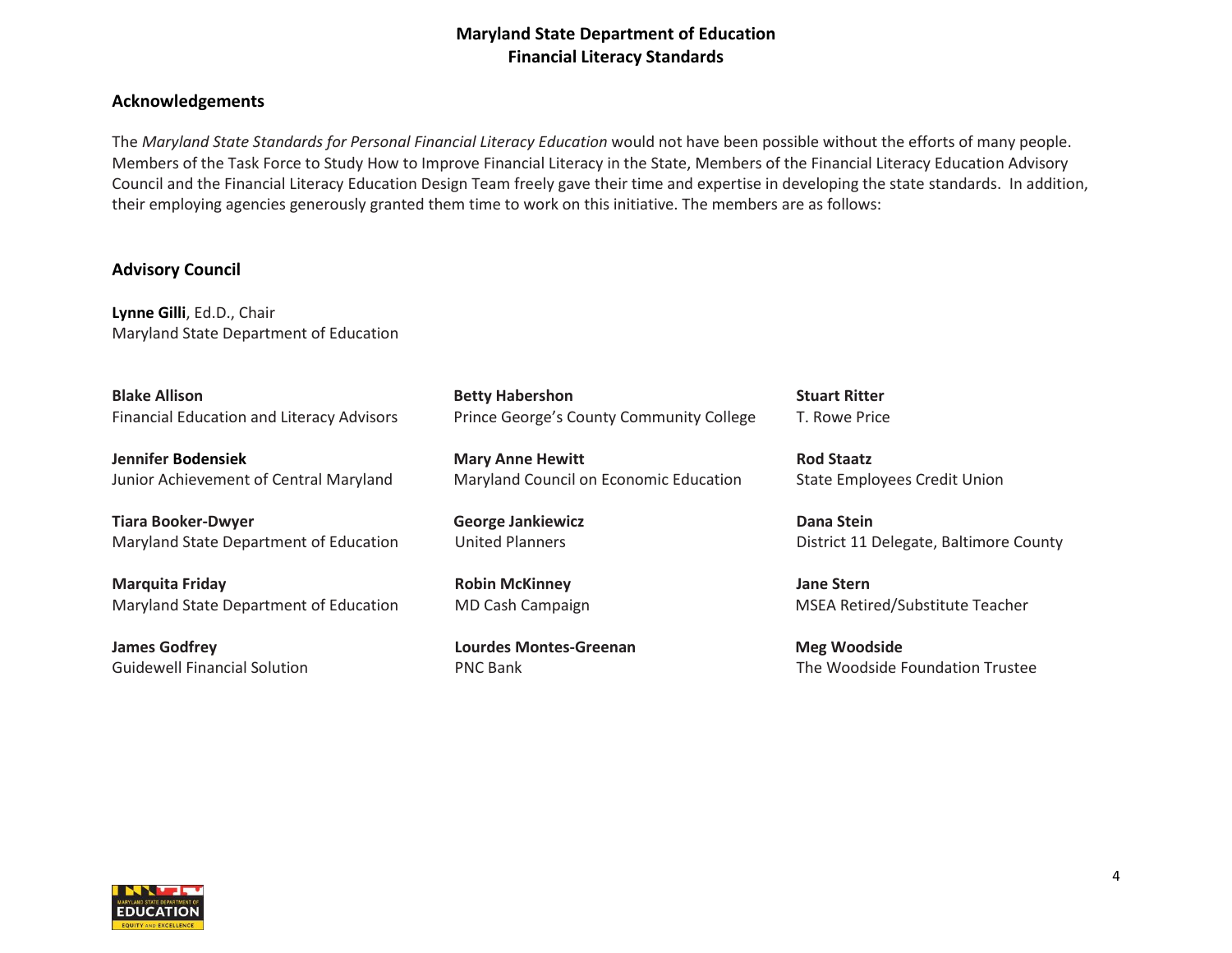## Acknowledgements

The *Maryland State Standards for Personal Financial Literacy Education* would not have been possible without the efforts of many people. Members of the Task Force to Study How to Improve Financial Literacy in the State, Members of the Financial Literacy Education Advisory Council and the Financial Literacy Education Design Team freely gave their time and expertise in developing the state standards. In addition, their employing agencies generously granted them time to work on this initiative. The members are as follows:

## Advisory Council

**Lynne Gilli**, Ed.D., Chair
Maryland State Department of Education

**Blake Allison**
Financial Education and Literacy Advisors

**Jennifer Bodensiek**
Junior Achievement of Central Maryland

**Tiara Booker-Dwyer**
Maryland State Department of Education

**Marquita Friday**
Maryland State Department of Education

**James Godfrey**
Guidewell Financial Solution

**Betty Habershon**
Prince George's County Community College

**Mary Anne Hewitt**
Maryland Council on Economic Education

**George Jankiewicz**
United Planners

**Robin McKinney**
MD Cash Campaign

**Lourdes Montes-Greenan**
PNC Bank

**Stuart Ritter**
T. Rowe Price

**Rod Staatz**
State Employees Credit Union

**Dana Stein**
District 11 Delegate, Baltimore County

**Jane Stern**
MSEA Retired/Substitute Teacher

**Meg Woodside**
The Woodside Foundation Trustee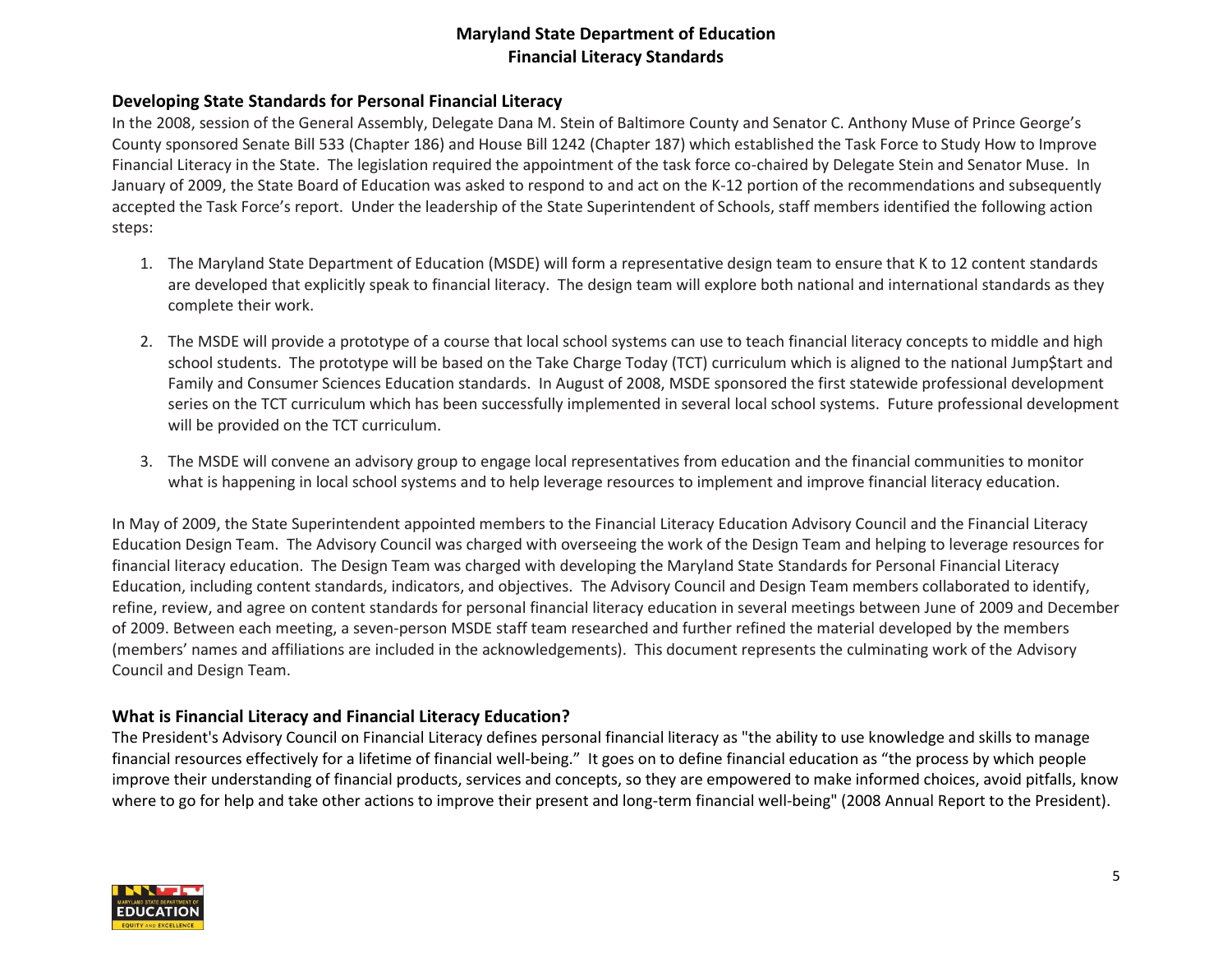## Developing State Standards for Personal Financial Literacy

In the 2008, session of the General Assembly, Delegate Dana M. Stein of Baltimore County and Senator C. Anthony Muse of Prince George's County sponsored Senate Bill 533 (Chapter 186) and House Bill 1242 (Chapter 187) which established the Task Force to Study How to Improve Financial Literacy in the State. The legislation required the appointment of the task force co-chaired by Delegate Stein and Senator Muse. In January of 2009, the State Board of Education was asked to respond to and act on the K-12 portion of the recommendations and subsequently accepted the Task Force's report. Under the leadership of the State Superintendent of Schools, staff members identified the following action steps:

1. The Maryland State Department of Education (MSDE) will form a representative design team to ensure that K to 12 content standards are developed that explicitly speak to financial literacy. The design team will explore both national and international standards as they complete their work.

2. The MSDE will provide a prototype of a course that local school systems can use to teach financial literacy concepts to middle and high school students. The prototype will be based on the Take Charge Today (TCT) curriculum which is aligned to the national Jump$tart and Family and Consumer Sciences Education standards. In August of 2008, MSDE sponsored the first statewide professional development series on the TCT curriculum which has been successfully implemented in several local school systems. Future professional development will be provided on the TCT curriculum.

3. The MSDE will convene an advisory group to engage local representatives from education and the financial communities to monitor what is happening in local school systems and to help leverage resources to implement and improve financial literacy education.

In May of 2009, the State Superintendent appointed members to the Financial Literacy Education Advisory Council and the Financial Literacy Education Design Team. The Advisory Council was charged with overseeing the work of the Design Team and helping to leverage resources for financial literacy education. The Design Team was charged with developing the Maryland State Standards for Personal Financial Literacy Education, including content standards, indicators, and objectives. The Advisory Council and Design Team members collaborated to identify, refine, review, and agree on content standards for personal financial literacy education in several meetings between June of 2009 and December of 2009. Between each meeting, a seven-person MSDE staff team researched and further refined the material developed by the members (members' names and affiliations are included in the acknowledgements). This document represents the culminating work of the Advisory Council and Design Team.

## What is Financial Literacy and Financial Literacy Education?

The President's Advisory Council on Financial Literacy defines personal financial literacy as "the ability to use knowledge and skills to manage financial resources effectively for a lifetime of financial well-being." It goes on to define financial education as "the process by which people improve their understanding of financial products, services and concepts, so they are empowered to make informed choices, avoid pitfalls, know where to go for help and take other actions to improve their present and long-term financial well-being" (2008 Annual Report to the President).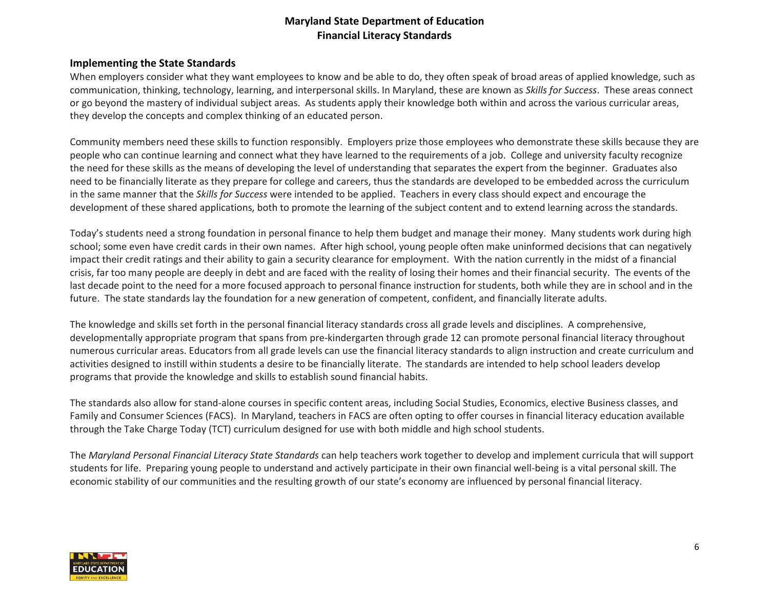## Implementing the State Standards

When employers consider what they want employees to know and be able to do, they often speak of broad areas of applied knowledge, such as communication, thinking, technology, learning, and interpersonal skills. In Maryland, these are known as *Skills for Success*. These areas connect or go beyond the mastery of individual subject areas. As students apply their knowledge both within and across the various curricular areas, they develop the concepts and complex thinking of an educated person.

Community members need these skills to function responsibly. Employers prize those employees who demonstrate these skills because they are people who can continue learning and connect what they have learned to the requirements of a job. College and university faculty recognize the need for these skills as the means of developing the level of understanding that separates the expert from the beginner. Graduates also need to be financially literate as they prepare for college and careers, thus the standards are developed to be embedded across the curriculum in the same manner that the *Skills for Success* were intended to be applied. Teachers in every class should expect and encourage the development of these shared applications, both to promote the learning of the subject content and to extend learning across the standards.

Today's students need a strong foundation in personal finance to help them budget and manage their money. Many students work during high school; some even have credit cards in their own names. After high school, young people often make uninformed decisions that can negatively impact their credit ratings and their ability to gain a security clearance for employment. With the nation currently in the midst of a financial crisis, far too many people are deeply in debt and are faced with the reality of losing their homes and their financial security. The events of the last decade point to the need for a more focused approach to personal finance instruction for students, both while they are in school and in the future. The state standards lay the foundation for a new generation of competent, confident, and financially literate adults.

The knowledge and skills set forth in the personal financial literacy standards cross all grade levels and disciplines. A comprehensive, developmentally appropriate program that spans from pre-kindergarten through grade 12 can promote personal financial literacy throughout numerous curricular areas. Educators from all grade levels can use the financial literacy standards to align instruction and create curriculum and activities designed to instill within students a desire to be financially literate. The standards are intended to help school leaders develop programs that provide the knowledge and skills to establish sound financial habits.

The standards also allow for stand-alone courses in specific content areas, including Social Studies, Economics, elective Business classes, and Family and Consumer Sciences (FACS). In Maryland, teachers in FACS are often opting to offer courses in financial literacy education available through the Take Charge Today (TCT) curriculum designed for use with both middle and high school students.

The *Maryland Personal Financial Literacy State Standards* can help teachers work together to develop and implement curricula that will support students for life. Preparing young people to understand and actively participate in their own financial well-being is a vital personal skill. The economic stability of our communities and the resulting growth of our state's economy are influenced by personal financial literacy.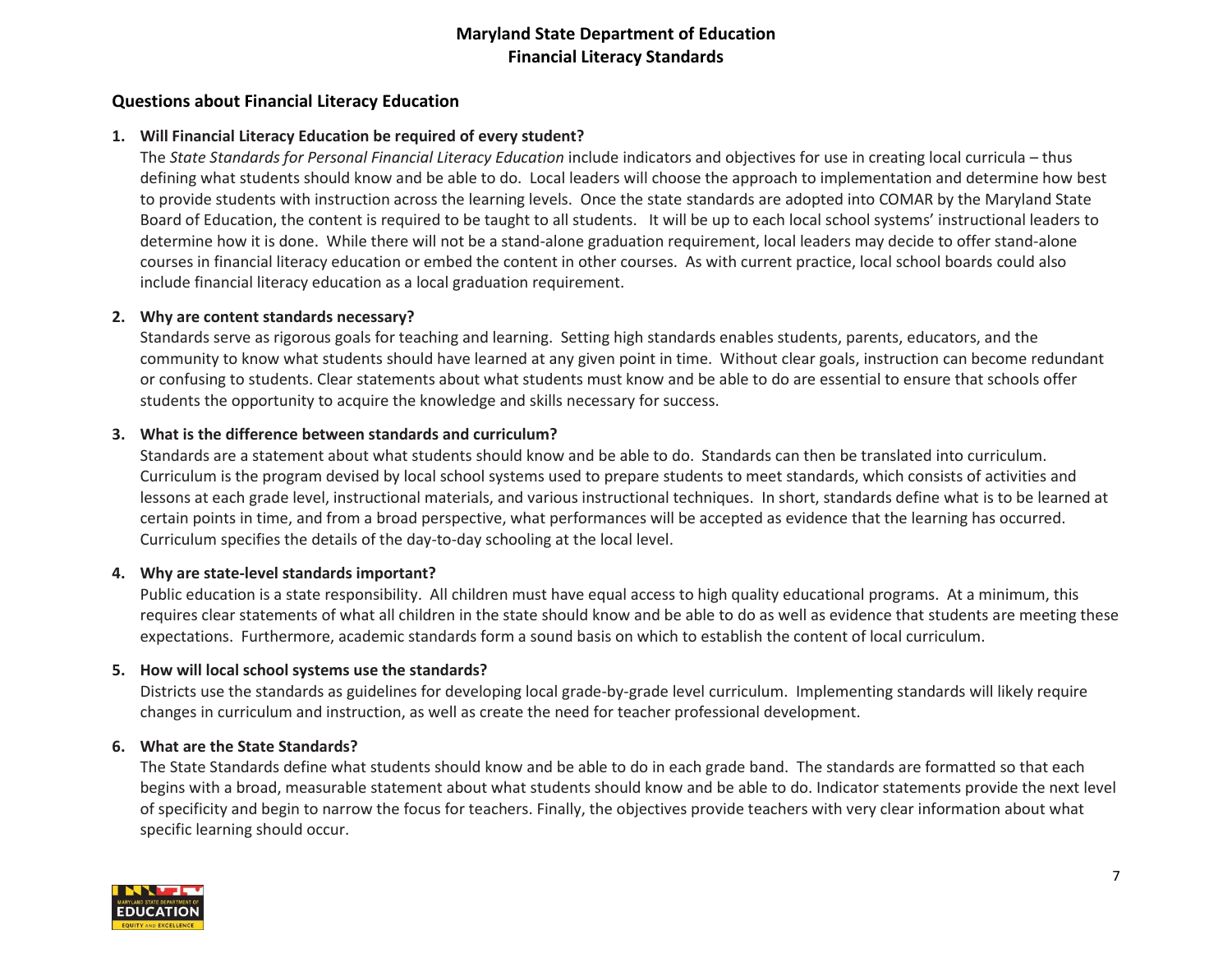## Questions about Financial Literacy Education

1. **Will Financial Literacy Education be required of every student?**
   The *State Standards for Personal Financial Literacy Education* include indicators and objectives for use in creating local curricula – thus defining what students should know and be able to do. Local leaders will choose the approach to implementation and determine how best to provide students with instruction across the learning levels. Once the state standards are adopted into COMAR by the Maryland State Board of Education, the content is required to be taught to all students. It will be up to each local school systems' instructional leaders to determine how it is done. While there will not be a stand-alone graduation requirement, local leaders may decide to offer stand-alone courses in financial literacy education or embed the content in other courses. As with current practice, local school boards could also include financial literacy education as a local graduation requirement.

2. **Why are content standards necessary?**
   Standards serve as rigorous goals for teaching and learning. Setting high standards enables students, parents, educators, and the community to know what students should have learned at any given point in time. Without clear goals, instruction can become redundant or confusing to students. Clear statements about what students must know and be able to do are essential to ensure that schools offer students the opportunity to acquire the knowledge and skills necessary for success.

3. **What is the difference between standards and curriculum?**
   Standards are a statement about what students should know and be able to do. Standards can then be translated into curriculum. Curriculum is the program devised by local school systems used to prepare students to meet standards, which consists of activities and lessons at each grade level, instructional materials, and various instructional techniques. In short, standards define what is to be learned at certain points in time, and from a broad perspective, what performances will be accepted as evidence that the learning has occurred. Curriculum specifies the details of the day-to-day schooling at the local level.

4. **Why are state-level standards important?**
   Public education is a state responsibility. All children must have equal access to high quality educational programs. At a minimum, this requires clear statements of what all children in the state should know and be able to do as well as evidence that students are meeting these expectations. Furthermore, academic standards form a sound basis on which to establish the content of local curriculum.

5. **How will local school systems use the standards?**
   Districts use the standards as guidelines for developing local grade-by-grade level curriculum. Implementing standards will likely require changes in curriculum and instruction, as well as create the need for teacher professional development.

6. **What are the State Standards?**
   The State Standards define what students should know and be able to do in each grade band. The standards are formatted so that each begins with a broad, measurable statement about what students should know and be able to do. Indicator statements provide the next level of specificity and begin to narrow the focus for teachers. Finally, the objectives provide teachers with very clear information about what specific learning should occur.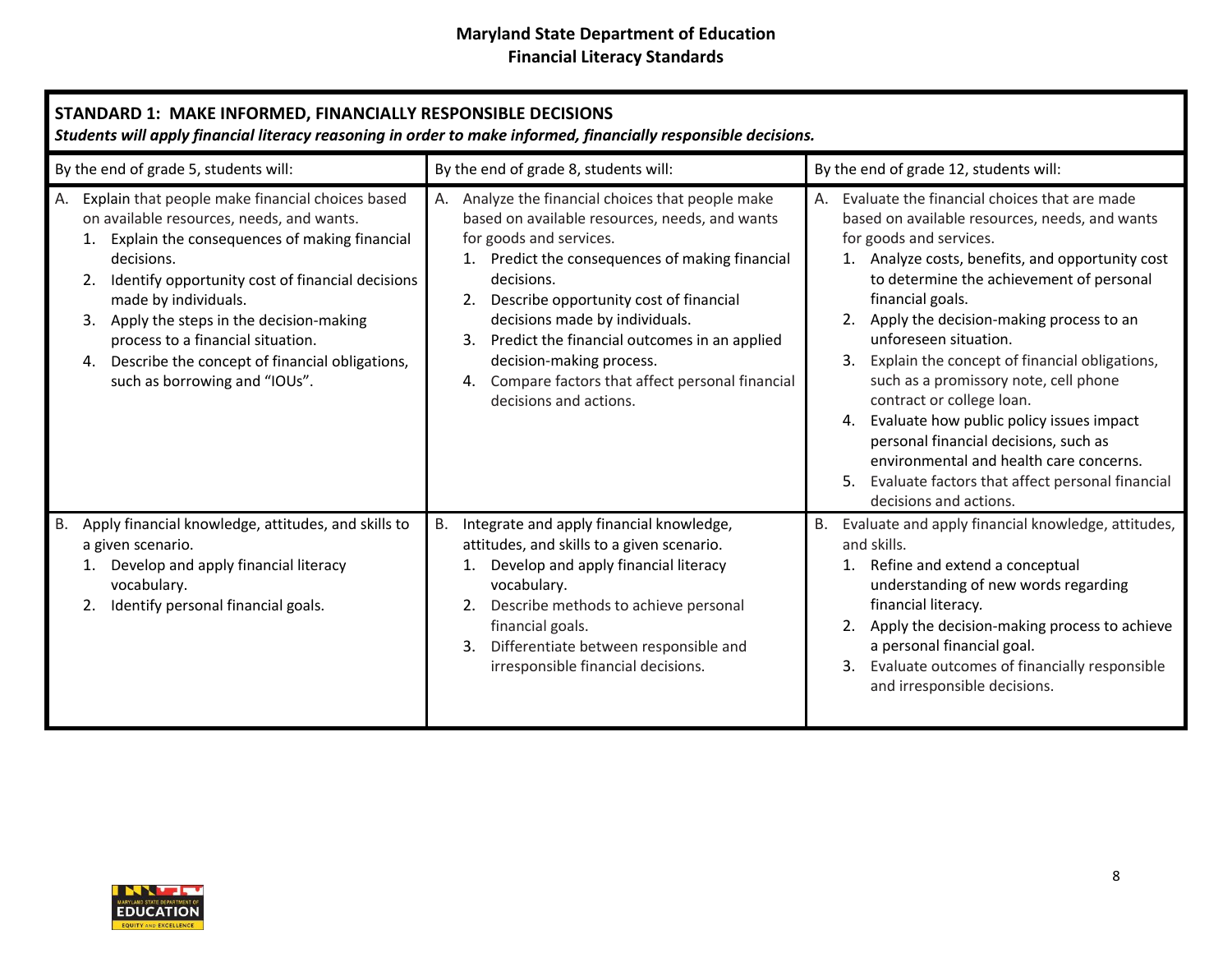## STANDARD 1: MAKE INFORMED, FINANCIALLY RESPONSIBLE DECISIONS

***Students will apply financial literacy reasoning in order to make informed, financially responsible decisions.***

| By the end of grade 5, students will: | By the end of grade 8, students will: | By the end of grade 12, students will: |
|---|---|---|
| A. Explain that people make financial choices based on available resources, needs, and wants.<br>1. Explain the consequences of making financial decisions.<br>2. Identify opportunity cost of financial decisions made by individuals.<br>3. Apply the steps in the decision-making process to a financial situation.<br>4. Describe the concept of financial obligations, such as borrowing and "IOUs". | A. Analyze the financial choices that people make based on available resources, needs, and wants for goods and services.<br>1. Predict the consequences of making financial decisions.<br>2. Describe opportunity cost of financial decisions made by individuals.<br>3. Predict the financial outcomes in an applied decision-making process.<br>4. Compare factors that affect personal financial decisions and actions. | A. Evaluate the financial choices that are made based on available resources, needs, and wants for goods and services.<br>1. Analyze costs, benefits, and opportunity cost to determine the achievement of personal financial goals.<br>2. Apply the decision-making process to an unforeseen situation.<br>3. Explain the concept of financial obligations, such as a promissory note, cell phone contract or college loan.<br>4. Evaluate how public policy issues impact personal financial decisions, such as environmental and health care concerns.<br>5. Evaluate factors that affect personal financial decisions and actions. |
| B. Apply financial knowledge, attitudes, and skills to a given scenario.<br>1. Develop and apply financial literacy vocabulary.<br>2. Identify personal financial goals. | B. Integrate and apply financial knowledge, attitudes, and skills to a given scenario.<br>1. Develop and apply financial literacy vocabulary.<br>2. Describe methods to achieve personal financial goals.<br>3. Differentiate between responsible and irresponsible financial decisions. | B. Evaluate and apply financial knowledge, attitudes, and skills.<br>1. Refine and extend a conceptual understanding of new words regarding financial literacy.<br>2. Apply the decision-making process to achieve a personal financial goal.<br>3. Evaluate outcomes of financially responsible and irresponsible decisions. |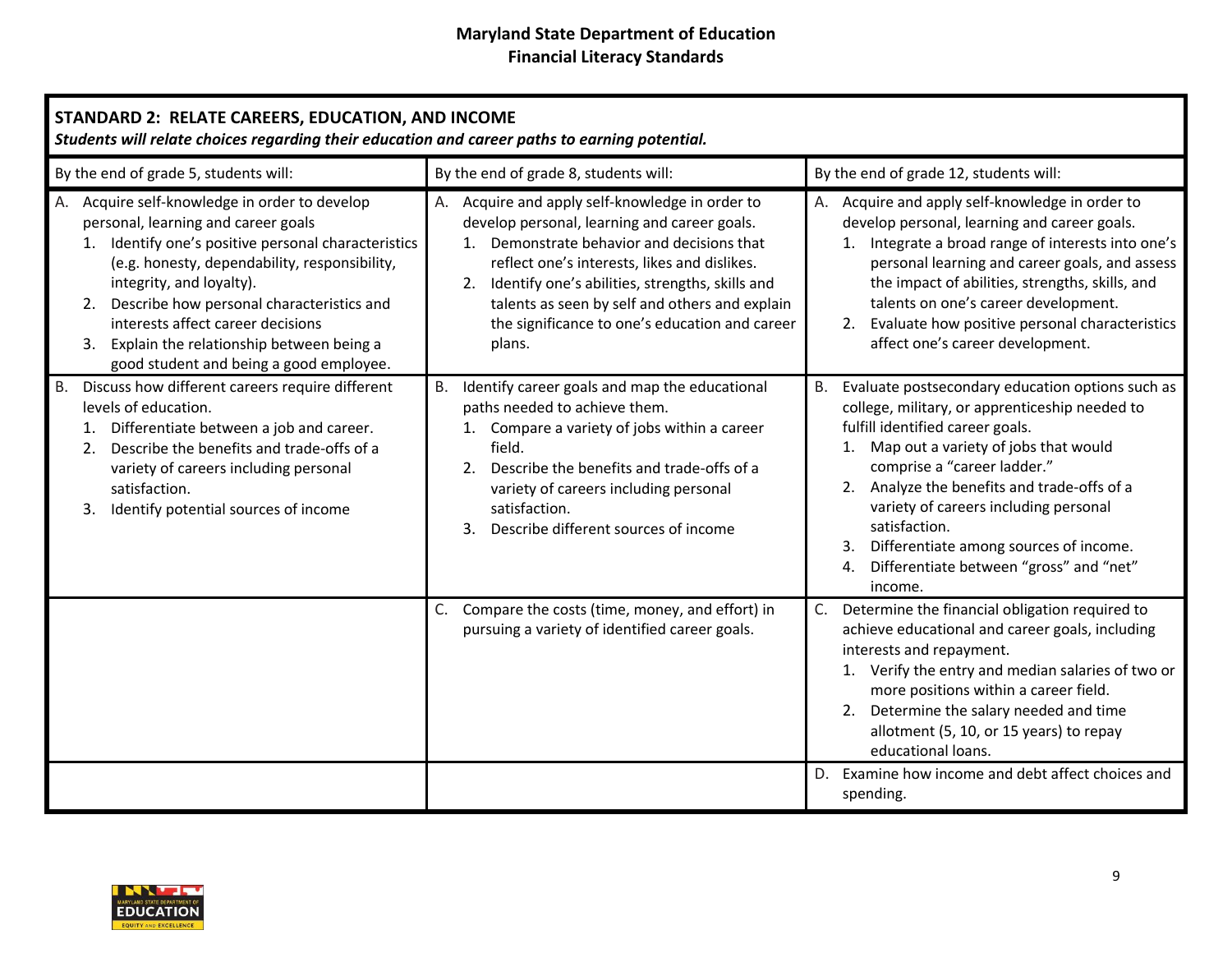# Maryland State Department of Education
## Financial Literacy Standards

| **STANDARD 2: RELATE CAREERS, EDUCATION, AND INCOME**<br>***Students will relate choices regarding their education and career paths to earning potential.*** | | |
|---|---|---|
| By the end of grade 5, students will: | By the end of grade 8, students will: | By the end of grade 12, students will: |
| A. Acquire self-knowledge in order to develop personal, learning and career goals<br>1. Identify one's positive personal characteristics (e.g. honesty, dependability, responsibility, integrity, and loyalty).<br>2. Describe how personal characteristics and interests affect career decisions<br>3. Explain the relationship between being a good student and being a good employee. | A. Acquire and apply self-knowledge in order to develop personal, learning and career goals.<br>1. Demonstrate behavior and decisions that reflect one's interests, likes and dislikes.<br>2. Identify one's abilities, strengths, skills and talents as seen by self and others and explain the significance to one's education and career plans. | A. Acquire and apply self-knowledge in order to develop personal, learning and career goals.<br>1. Integrate a broad range of interests into one's personal learning and career goals, and assess the impact of abilities, strengths, skills, and talents on one's career development.<br>2. Evaluate how positive personal characteristics affect one's career development. |
| B. Discuss how different careers require different levels of education.<br>1. Differentiate between a job and career.<br>2. Describe the benefits and trade-offs of a variety of careers including personal satisfaction.<br>3. Identify potential sources of income | B. Identify career goals and map the educational paths needed to achieve them.<br>1. Compare a variety of jobs within a career field.<br>2. Describe the benefits and trade-offs of a variety of careers including personal satisfaction.<br>3. Describe different sources of income | B. Evaluate postsecondary education options such as college, military, or apprenticeship needed to fulfill identified career goals.<br>1. Map out a variety of jobs that would comprise a "career ladder."<br>2. Analyze the benefits and trade-offs of a variety of careers including personal satisfaction.<br>3. Differentiate among sources of income.<br>4. Differentiate between "gross" and "net" income. |
| | C. Compare the costs (time, money, and effort) in pursuing a variety of identified career goals. | C. Determine the financial obligation required to achieve educational and career goals, including interests and repayment.<br>1. Verify the entry and median salaries of two or more positions within a career field.<br>2. Determine the salary needed and time allotment (5, 10, or 15 years) to repay educational loans. |
| | | D. Examine how income and debt affect choices and spending. |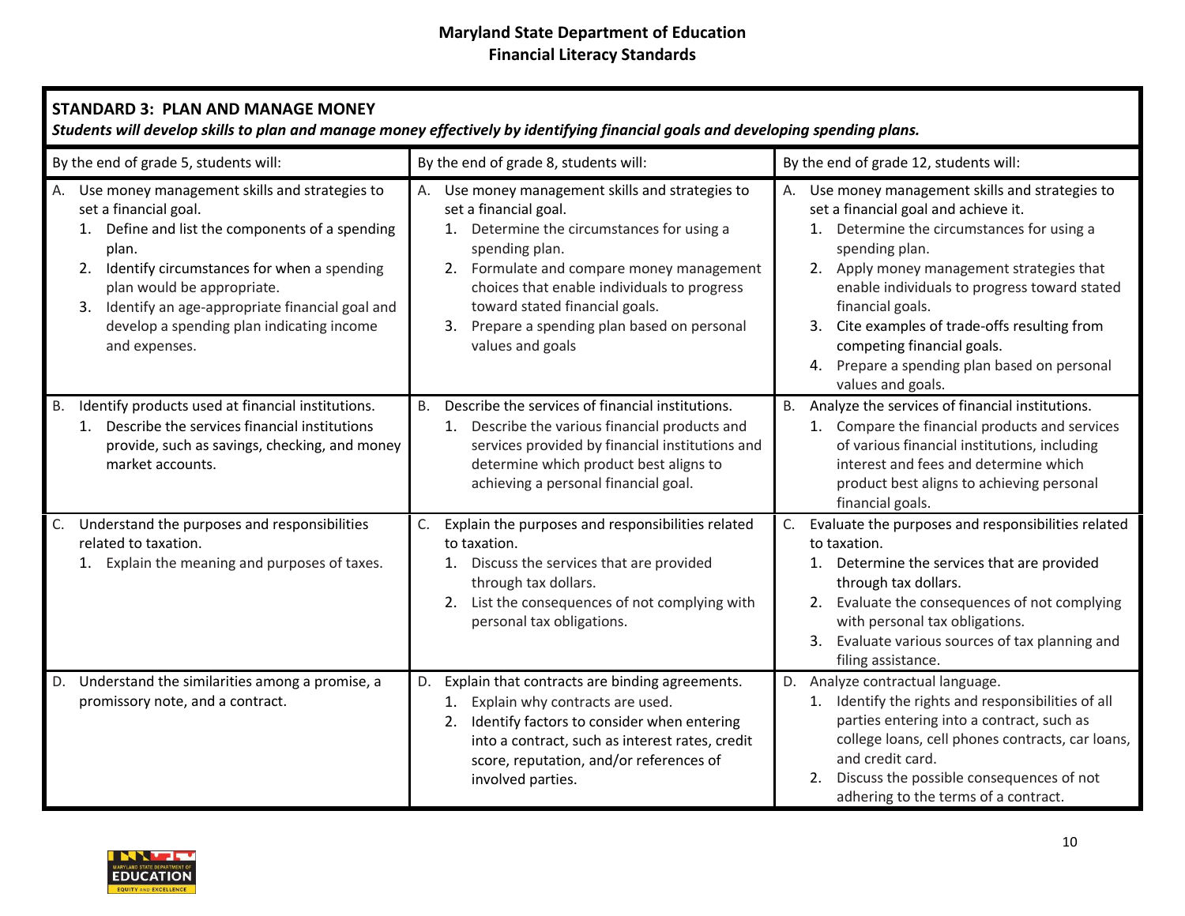**Maryland State Department of Education**
**Financial Literacy Standards**

| **STANDARD 3: PLAN AND MANAGE MONEY** *Students will develop skills to plan and manage money effectively by identifying financial goals and developing spending plans.* | | |
|---|---|---|
| By the end of grade 5, students will: | By the end of grade 8, students will: | By the end of grade 12, students will: |
| A. Use money management skills and strategies to set a financial goal.<br>1. Define and list the components of a spending plan.<br>2. Identify circumstances for when a spending plan would be appropriate.<br>3. Identify an age-appropriate financial goal and develop a spending plan indicating income and expenses. | A. Use money management skills and strategies to set a financial goal.<br>1. Determine the circumstances for using a spending plan.<br>2. Formulate and compare money management choices that enable individuals to progress toward stated financial goals.<br>3. Prepare a spending plan based on personal values and goals | A. Use money management skills and strategies to set a financial goal and achieve it.<br>1. Determine the circumstances for using a spending plan.<br>2. Apply money management strategies that enable individuals to progress toward stated financial goals.<br>3. Cite examples of trade-offs resulting from competing financial goals.<br>4. Prepare a spending plan based on personal values and goals. |
| B. Identify products used at financial institutions.<br>1. Describe the services financial institutions provide, such as savings, checking, and money market accounts. | B. Describe the services of financial institutions.<br>1. Describe the various financial products and services provided by financial institutions and determine which product best aligns to achieving a personal financial goal. | B. Analyze the services of financial institutions.<br>1. Compare the financial products and services of various financial institutions, including interest and fees and determine which product best aligns to achieving personal financial goals. |
| C. Understand the purposes and responsibilities related to taxation.<br>1. Explain the meaning and purposes of taxes. | C. Explain the purposes and responsibilities related to taxation.<br>1. Discuss the services that are provided through tax dollars.<br>2. List the consequences of not complying with personal tax obligations. | C. Evaluate the purposes and responsibilities related to taxation.<br>1. Determine the services that are provided through tax dollars.<br>2. Evaluate the consequences of not complying with personal tax obligations.<br>3. Evaluate various sources of tax planning and filing assistance. |
| D. Understand the similarities among a promise, a promissory note, and a contract. | D. Explain that contracts are binding agreements.<br>1. Explain why contracts are used.<br>2. Identify factors to consider when entering into a contract, such as interest rates, credit score, reputation, and/or references of involved parties. | D. Analyze contractual language.<br>1. Identify the rights and responsibilities of all parties entering into a contract, such as college loans, cell phones contracts, car loans, and credit card.<br>2. Discuss the possible consequences of not adhering to the terms of a contract. |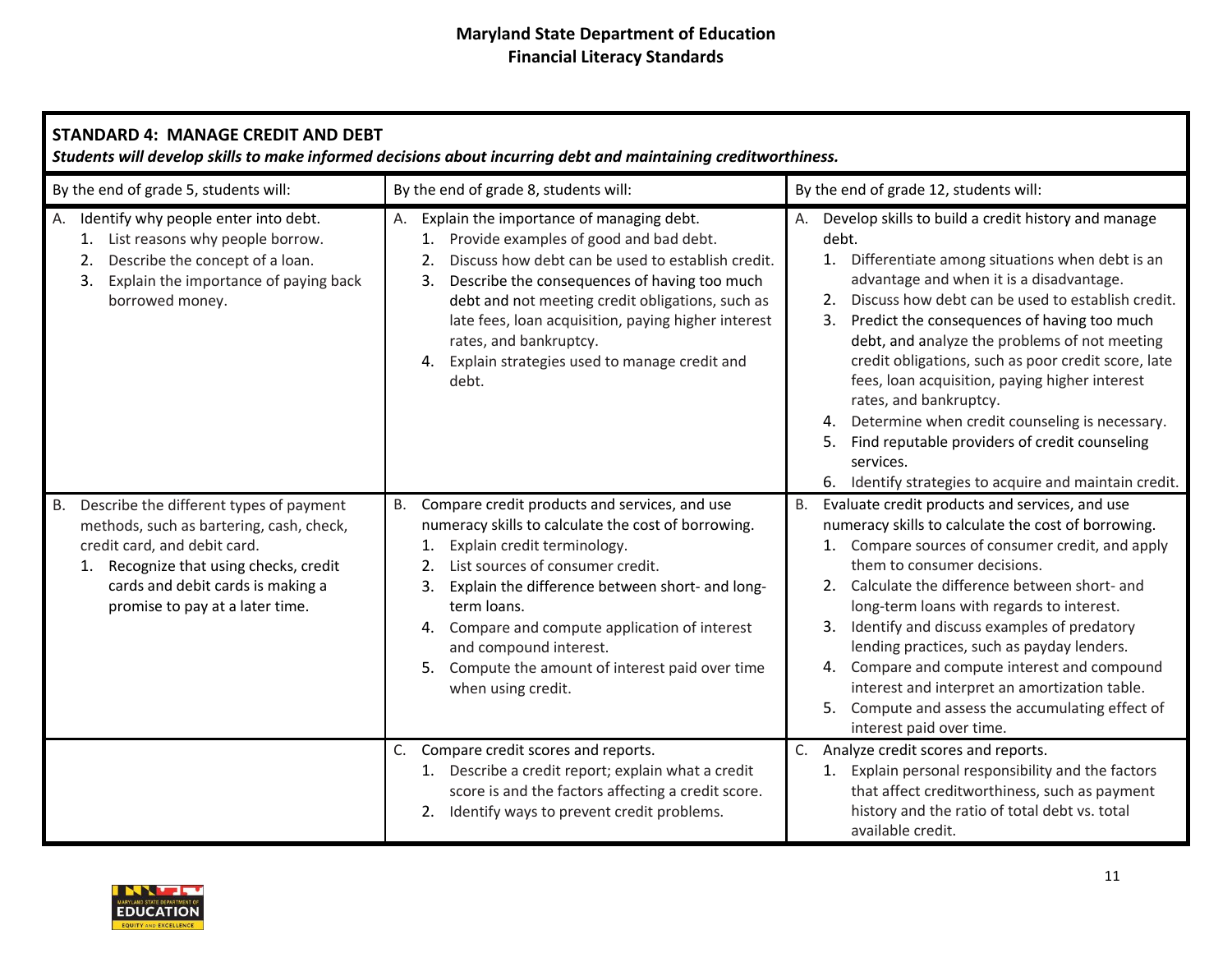## STANDARD 4: MANAGE CREDIT AND DEBT

***Students will develop skills to make informed decisions about incurring debt and maintaining creditworthiness.***

| By the end of grade 5, students will: | By the end of grade 8, students will: | By the end of grade 12, students will: |
|---|---|---|
| A. Identify why people enter into debt.<br>1. List reasons why people borrow.<br>2. Describe the concept of a loan.<br>3. Explain the importance of paying back borrowed money. | A. Explain the importance of managing debt.<br>1. Provide examples of good and bad debt.<br>2. Discuss how debt can be used to establish credit.<br>3. Describe the consequences of having too much debt and not meeting credit obligations, such as late fees, loan acquisition, paying higher interest rates, and bankruptcy.<br>4. Explain strategies used to manage credit and debt. | A. Develop skills to build a credit history and manage debt.<br>1. Differentiate among situations when debt is an advantage and when it is a disadvantage.<br>2. Discuss how debt can be used to establish credit.<br>3. Predict the consequences of having too much debt, and analyze the problems of not meeting credit obligations, such as poor credit score, late fees, loan acquisition, paying higher interest rates, and bankruptcy.<br>4. Determine when credit counseling is necessary.<br>5. Find reputable providers of credit counseling services.<br>6. Identify strategies to acquire and maintain credit. |
| B. Describe the different types of payment methods, such as bartering, cash, check, credit card, and debit card.<br>1. Recognize that using checks, credit cards and debit cards is making a promise to pay at a later time. | B. Compare credit products and services, and use numeracy skills to calculate the cost of borrowing.<br>1. Explain credit terminology.<br>2. List sources of consumer credit.<br>3. Explain the difference between short- and long-term loans.<br>4. Compare and compute application of interest and compound interest.<br>5. Compute the amount of interest paid over time when using credit. | B. Evaluate credit products and services, and use numeracy skills to calculate the cost of borrowing.<br>1. Compare sources of consumer credit, and apply them to consumer decisions.<br>2. Calculate the difference between short- and long-term loans with regards to interest.<br>3. Identify and discuss examples of predatory lending practices, such as payday lenders.<br>4. Compare and compute interest and compound interest and interpret an amortization table.<br>5. Compute and assess the accumulating effect of interest paid over time. |
| | C. Compare credit scores and reports.<br>1. Describe a credit report; explain what a credit score is and the factors affecting a credit score.<br>2. Identify ways to prevent credit problems. | C. Analyze credit scores and reports.<br>1. Explain personal responsibility and the factors that affect creditworthiness, such as payment history and the ratio of total debt vs. total available credit. |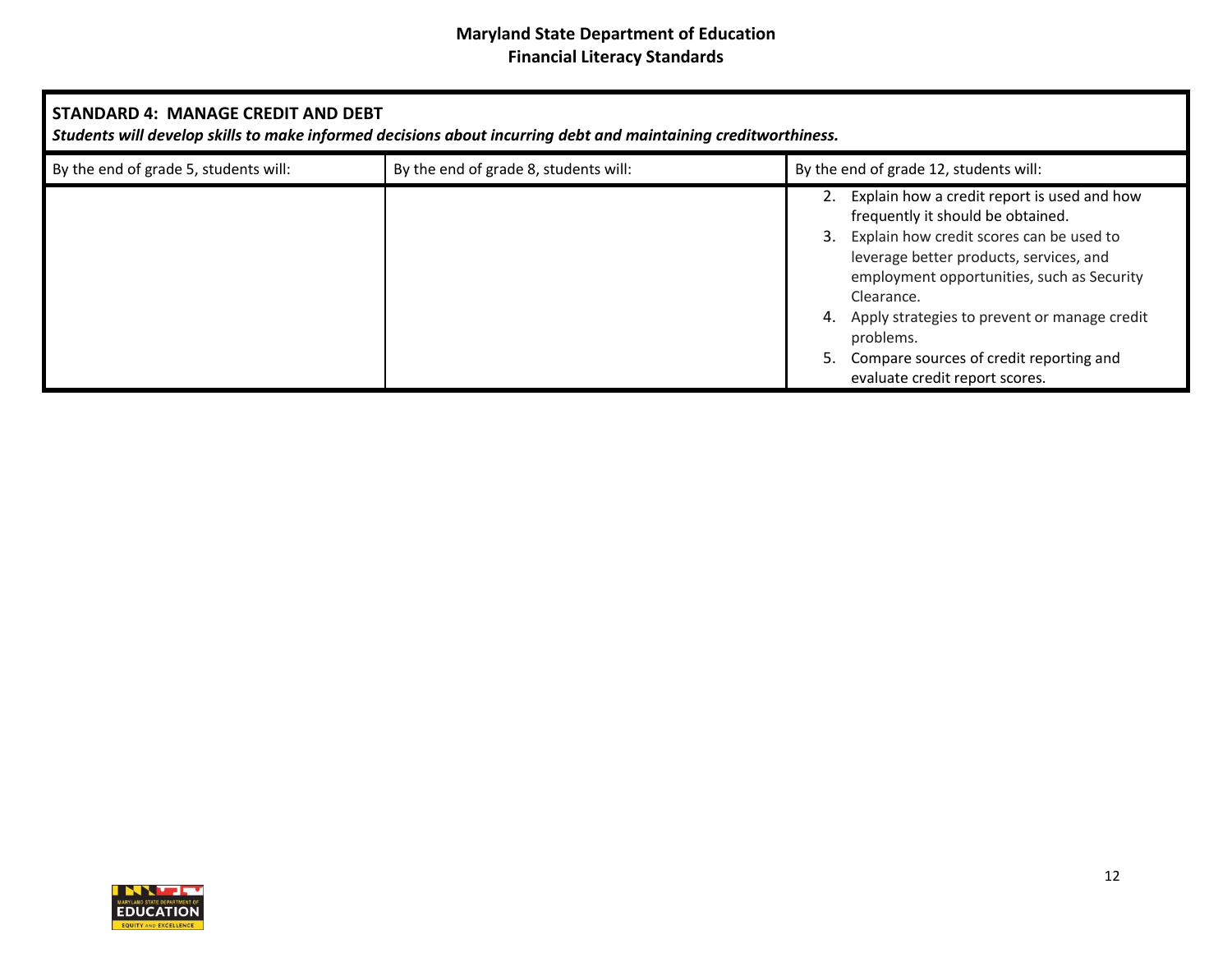| **STANDARD 4: MANAGE CREDIT AND DEBT**<br>***Students will develop skills to make informed decisions about incurring debt and maintaining creditworthiness.*** | | |
|---|---|---|
| By the end of grade 5, students will: | By the end of grade 8, students will: | By the end of grade 12, students will: |
| | | 2. Explain how a credit report is used and how frequently it should be obtained.<br>3. Explain how credit scores can be used to leverage better products, services, and employment opportunities, such as Security Clearance.<br>4. Apply strategies to prevent or manage credit problems.<br>5. Compare sources of credit reporting and evaluate credit report scores. |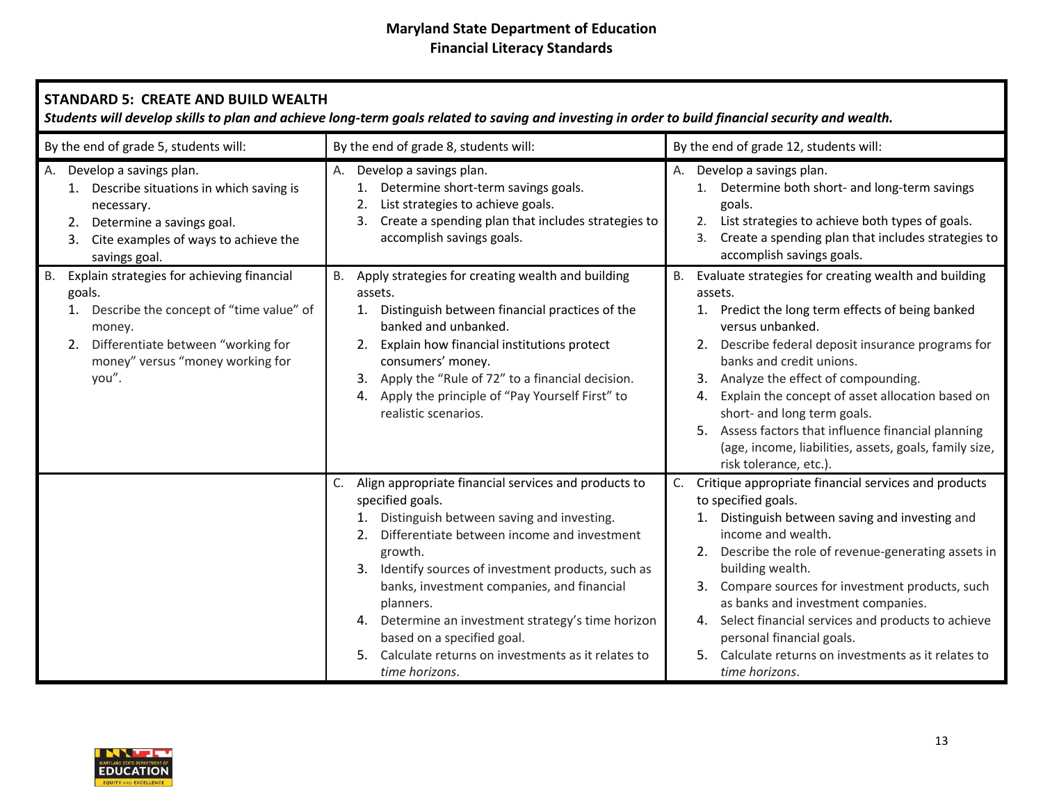# Maryland State Department of Education
## Financial Literacy Standards

**STANDARD 5: CREATE AND BUILD WEALTH**

***Students will develop skills to plan and achieve long-term goals related to saving and investing in order to build financial security and wealth.***

| By the end of grade 5, students will: | By the end of grade 8, students will: | By the end of grade 12, students will: |
|---|---|---|
| A. Develop a savings plan.<br>1. Describe situations in which saving is necessary.<br>2. Determine a savings goal.<br>3. Cite examples of ways to achieve the savings goal. | A. Develop a savings plan.<br>1. Determine short-term savings goals.<br>2. List strategies to achieve goals.<br>3. Create a spending plan that includes strategies to accomplish savings goals. | A. Develop a savings plan.<br>1. Determine both short- and long-term savings goals.<br>2. List strategies to achieve both types of goals.<br>3. Create a spending plan that includes strategies to accomplish savings goals. |
| B. Explain strategies for achieving financial goals.<br>1. Describe the concept of "time value" of money.<br>2. Differentiate between "working for money" versus "money working for you". | B. Apply strategies for creating wealth and building assets.<br>1. Distinguish between financial practices of the banked and unbanked.<br>2. Explain how financial institutions protect consumers' money.<br>3. Apply the "Rule of 72" to a financial decision.<br>4. Apply the principle of "Pay Yourself First" to realistic scenarios. | B. Evaluate strategies for creating wealth and building assets.<br>1. Predict the long term effects of being banked versus unbanked.<br>2. Describe federal deposit insurance programs for banks and credit unions.<br>3. Analyze the effect of compounding.<br>4. Explain the concept of asset allocation based on short- and long term goals.<br>5. Assess factors that influence financial planning (age, income, liabilities, assets, goals, family size, risk tolerance, etc.). |
| | C. Align appropriate financial services and products to specified goals.<br>1. Distinguish between saving and investing.<br>2. Differentiate between income and investment growth.<br>3. Identify sources of investment products, such as banks, investment companies, and financial planners.<br>4. Determine an investment strategy's time horizon based on a specified goal.<br>5. Calculate returns on investments as it relates to *time horizons*. | C. Critique appropriate financial services and products to specified goals.<br>1. Distinguish between saving and investing and income and wealth.<br>2. Describe the role of revenue-generating assets in building wealth.<br>3. Compare sources for investment products, such as banks and investment companies.<br>4. Select financial services and products to achieve personal financial goals.<br>5. Calculate returns on investments as it relates to *time horizons*. |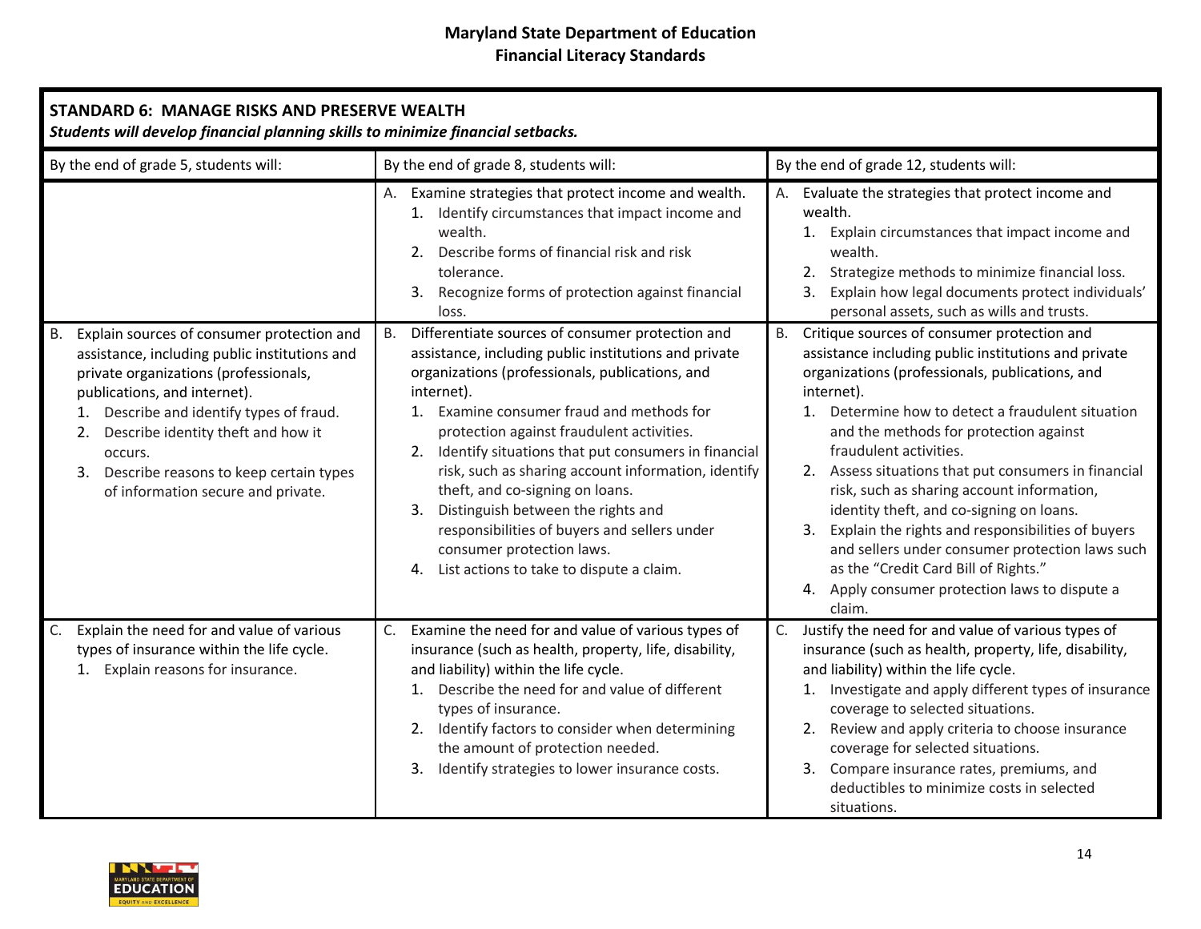**Maryland State Department of Education**
**Financial Literacy Standards**

## STANDARD 6: MANAGE RISKS AND PRESERVE WEALTH

***Students will develop financial planning skills to minimize financial setbacks.***

| By the end of grade 5, students will: | By the end of grade 8, students will: | By the end of grade 12, students will: |
|---|---|---|
| | A. Examine strategies that protect income and wealth.<br>1. Identify circumstances that impact income and wealth.<br>2. Describe forms of financial risk and risk tolerance.<br>3. Recognize forms of protection against financial loss. | A. Evaluate the strategies that protect income and wealth.<br>1. Explain circumstances that impact income and wealth.<br>2. Strategize methods to minimize financial loss.<br>3. Explain how legal documents protect individuals' personal assets, such as wills and trusts. |
| B. Explain sources of consumer protection and assistance, including public institutions and private organizations (professionals, publications, and internet).<br>1. Describe and identify types of fraud.<br>2. Describe identity theft and how it occurs.<br>3. Describe reasons to keep certain types of information secure and private. | B. Differentiate sources of consumer protection and assistance, including public institutions and private organizations (professionals, publications, and internet).<br>1. Examine consumer fraud and methods for protection against fraudulent activities.<br>2. Identify situations that put consumers in financial risk, such as sharing account information, identify theft, and co-signing on loans.<br>3. Distinguish between the rights and responsibilities of buyers and sellers under consumer protection laws.<br>4. List actions to take to dispute a claim. | B. Critique sources of consumer protection and assistance including public institutions and private organizations (professionals, publications, and internet).<br>1. Determine how to detect a fraudulent situation and the methods for protection against fraudulent activities.<br>2. Assess situations that put consumers in financial risk, such as sharing account information, identity theft, and co-signing on loans.<br>3. Explain the rights and responsibilities of buyers and sellers under consumer protection laws such as the "Credit Card Bill of Rights."<br>4. Apply consumer protection laws to dispute a claim. |
| C. Explain the need for and value of various types of insurance within the life cycle.<br>1. Explain reasons for insurance. | C. Examine the need for and value of various types of insurance (such as health, property, life, disability, and liability) within the life cycle.<br>1. Describe the need for and value of different types of insurance.<br>2. Identify factors to consider when determining the amount of protection needed.<br>3. Identify strategies to lower insurance costs. | C. Justify the need for and value of various types of insurance (such as health, property, life, disability, and liability) within the life cycle.<br>1. Investigate and apply different types of insurance coverage to selected situations.<br>2. Review and apply criteria to choose insurance coverage for selected situations.<br>3. Compare insurance rates, premiums, and deductibles to minimize costs in selected situations. |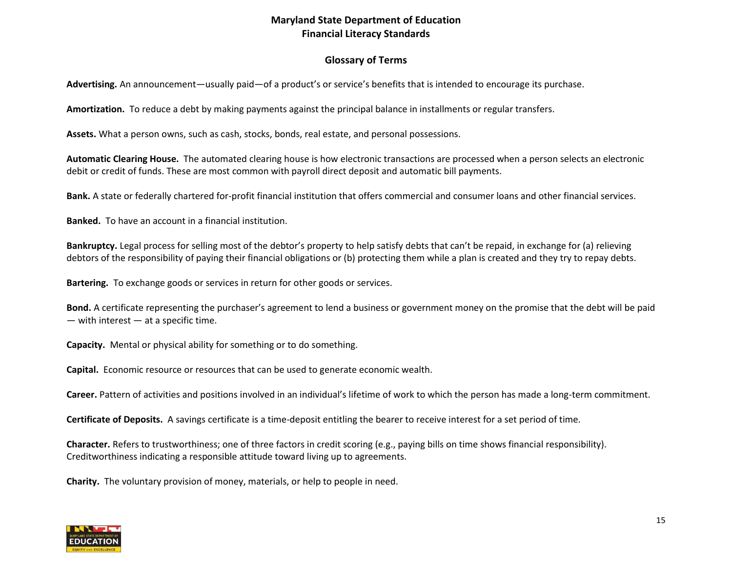# Maryland State Department of Education
# Financial Literacy Standards

## Glossary of Terms

**Advertising.** An announcement—usually paid—of a product's or service's benefits that is intended to encourage its purchase.

**Amortization.** To reduce a debt by making payments against the principal balance in installments or regular transfers.

**Assets.** What a person owns, such as cash, stocks, bonds, real estate, and personal possessions.

**Automatic Clearing House.** The automated clearing house is how electronic transactions are processed when a person selects an electronic debit or credit of funds. These are most common with payroll direct deposit and automatic bill payments.

**Bank.** A state or federally chartered for-profit financial institution that offers commercial and consumer loans and other financial services.

**Banked.** To have an account in a financial institution.

**Bankruptcy.** Legal process for selling most of the debtor's property to help satisfy debts that can't be repaid, in exchange for (a) relieving debtors of the responsibility of paying their financial obligations or (b) protecting them while a plan is created and they try to repay debts.

**Bartering.** To exchange goods or services in return for other goods or services.

**Bond.** A certificate representing the purchaser's agreement to lend a business or government money on the promise that the debt will be paid — with interest — at a specific time.

**Capacity.** Mental or physical ability for something or to do something.

**Capital.** Economic resource or resources that can be used to generate economic wealth.

**Career.** Pattern of activities and positions involved in an individual's lifetime of work to which the person has made a long-term commitment.

**Certificate of Deposits.** A savings certificate is a time-deposit entitling the bearer to receive interest for a set period of time.

**Character.** Refers to trustworthiness; one of three factors in credit scoring (e.g., paying bills on time shows financial responsibility). Creditworthiness indicating a responsible attitude toward living up to agreements.

**Charity.** The voluntary provision of money, materials, or help to people in need.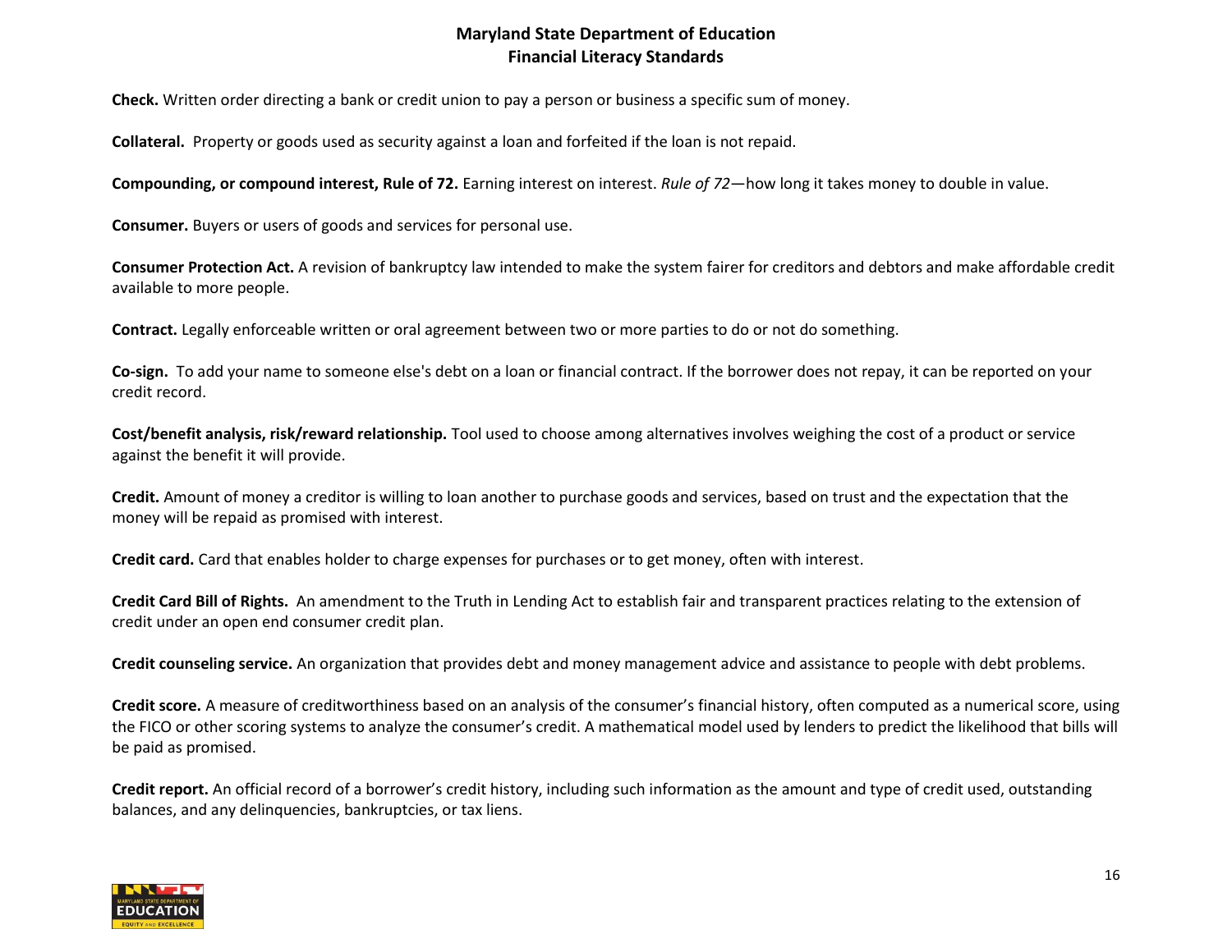**Check.** Written order directing a bank or credit union to pay a person or business a specific sum of money.

**Collateral.** Property or goods used as security against a loan and forfeited if the loan is not repaid.

**Compounding, or compound interest, Rule of 72.** Earning interest on interest. *Rule of 72*—how long it takes money to double in value.

**Consumer.** Buyers or users of goods and services for personal use.

**Consumer Protection Act.** A revision of bankruptcy law intended to make the system fairer for creditors and debtors and make affordable credit available to more people.

**Contract.** Legally enforceable written or oral agreement between two or more parties to do or not do something.

**Co-sign.** To add your name to someone else's debt on a loan or financial contract. If the borrower does not repay, it can be reported on your credit record.

**Cost/benefit analysis, risk/reward relationship.** Tool used to choose among alternatives involves weighing the cost of a product or service against the benefit it will provide.

**Credit.** Amount of money a creditor is willing to loan another to purchase goods and services, based on trust and the expectation that the money will be repaid as promised with interest.

**Credit card.** Card that enables holder to charge expenses for purchases or to get money, often with interest.

**Credit Card Bill of Rights.** An amendment to the Truth in Lending Act to establish fair and transparent practices relating to the extension of credit under an open end consumer credit plan.

**Credit counseling service.** An organization that provides debt and money management advice and assistance to people with debt problems.

**Credit score.** A measure of creditworthiness based on an analysis of the consumer's financial history, often computed as a numerical score, using the FICO or other scoring systems to analyze the consumer's credit. A mathematical model used by lenders to predict the likelihood that bills will be paid as promised.

**Credit report.** An official record of a borrower's credit history, including such information as the amount and type of credit used, outstanding balances, and any delinquencies, bankruptcies, or tax liens.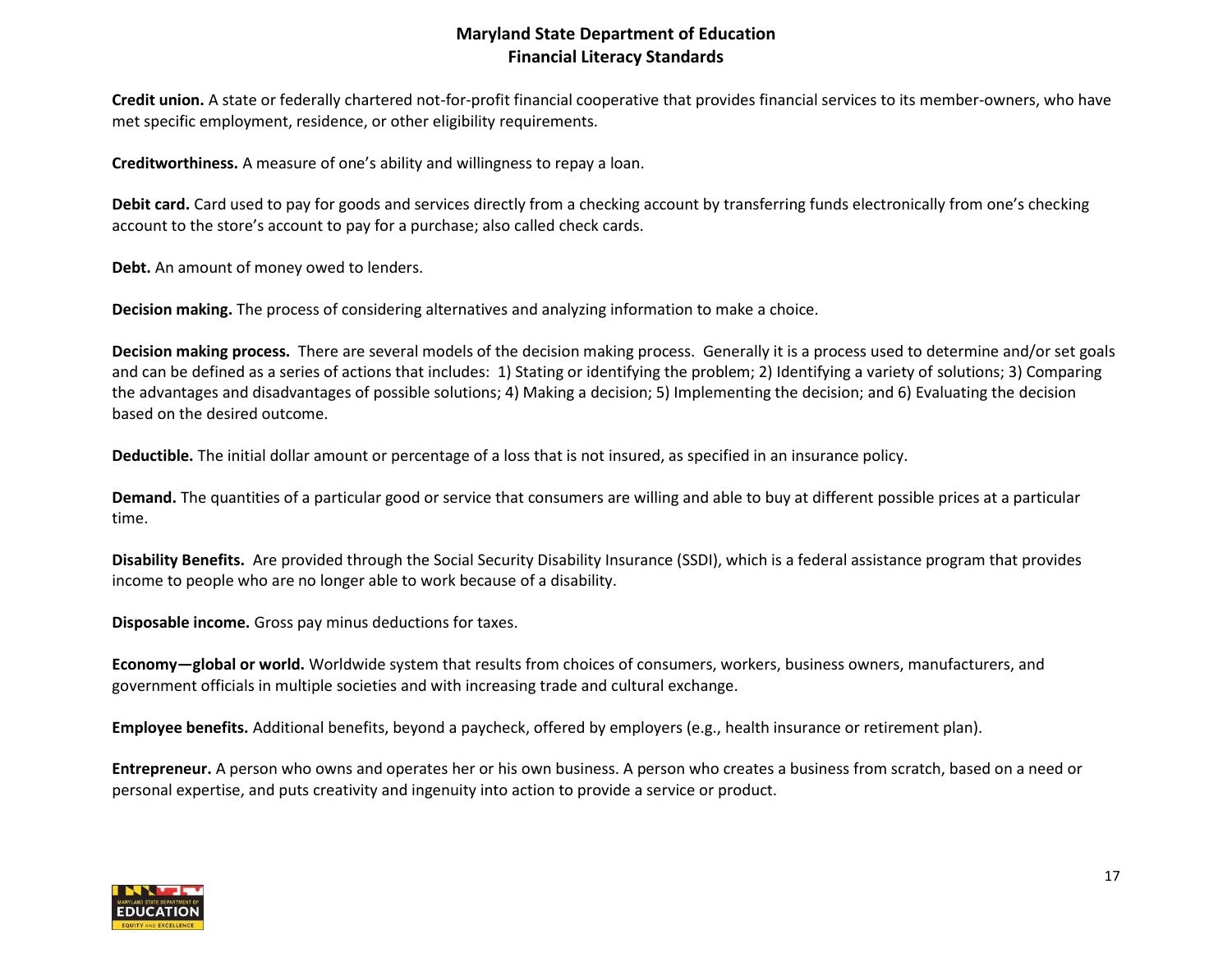**Credit union.** A state or federally chartered not-for-profit financial cooperative that provides financial services to its member-owners, who have met specific employment, residence, or other eligibility requirements.

**Creditworthiness.** A measure of one's ability and willingness to repay a loan.

**Debit card.** Card used to pay for goods and services directly from a checking account by transferring funds electronically from one's checking account to the store's account to pay for a purchase; also called check cards.

**Debt.** An amount of money owed to lenders.

**Decision making.** The process of considering alternatives and analyzing information to make a choice.

**Decision making process.** There are several models of the decision making process. Generally it is a process used to determine and/or set goals and can be defined as a series of actions that includes: 1) Stating or identifying the problem; 2) Identifying a variety of solutions; 3) Comparing the advantages and disadvantages of possible solutions; 4) Making a decision; 5) Implementing the decision; and 6) Evaluating the decision based on the desired outcome.

**Deductible.** The initial dollar amount or percentage of a loss that is not insured, as specified in an insurance policy.

**Demand.** The quantities of a particular good or service that consumers are willing and able to buy at different possible prices at a particular time.

**Disability Benefits.** Are provided through the Social Security Disability Insurance (SSDI), which is a federal assistance program that provides income to people who are no longer able to work because of a disability.

**Disposable income.** Gross pay minus deductions for taxes.

**Economy—global or world.** Worldwide system that results from choices of consumers, workers, business owners, manufacturers, and government officials in multiple societies and with increasing trade and cultural exchange.

**Employee benefits.** Additional benefits, beyond a paycheck, offered by employers (e.g., health insurance or retirement plan).

**Entrepreneur.** A person who owns and operates her or his own business. A person who creates a business from scratch, based on a need or personal expertise, and puts creativity and ingenuity into action to provide a service or product.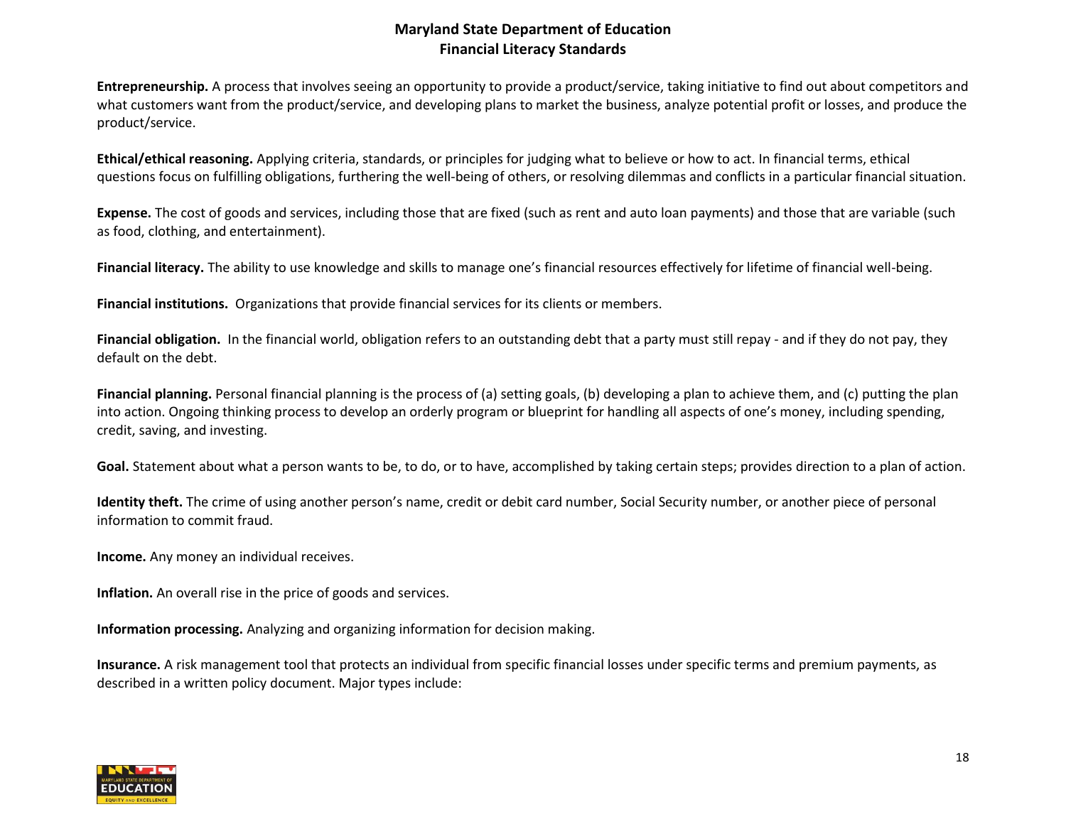**Entrepreneurship.** A process that involves seeing an opportunity to provide a product/service, taking initiative to find out about competitors and what customers want from the product/service, and developing plans to market the business, analyze potential profit or losses, and produce the product/service.

**Ethical/ethical reasoning.** Applying criteria, standards, or principles for judging what to believe or how to act. In financial terms, ethical questions focus on fulfilling obligations, furthering the well-being of others, or resolving dilemmas and conflicts in a particular financial situation.

**Expense.** The cost of goods and services, including those that are fixed (such as rent and auto loan payments) and those that are variable (such as food, clothing, and entertainment).

**Financial literacy.** The ability to use knowledge and skills to manage one's financial resources effectively for lifetime of financial well-being.

**Financial institutions.** Organizations that provide financial services for its clients or members.

**Financial obligation.** In the financial world, obligation refers to an outstanding debt that a party must still repay - and if they do not pay, they default on the debt.

**Financial planning.** Personal financial planning is the process of (a) setting goals, (b) developing a plan to achieve them, and (c) putting the plan into action. Ongoing thinking process to develop an orderly program or blueprint for handling all aspects of one's money, including spending, credit, saving, and investing.

**Goal.** Statement about what a person wants to be, to do, or to have, accomplished by taking certain steps; provides direction to a plan of action.

**Identity theft.** The crime of using another person's name, credit or debit card number, Social Security number, or another piece of personal information to commit fraud.

**Income.** Any money an individual receives.

**Inflation.** An overall rise in the price of goods and services.

**Information processing.** Analyzing and organizing information for decision making.

**Insurance.** A risk management tool that protects an individual from specific financial losses under specific terms and premium payments, as described in a written policy document. Major types include: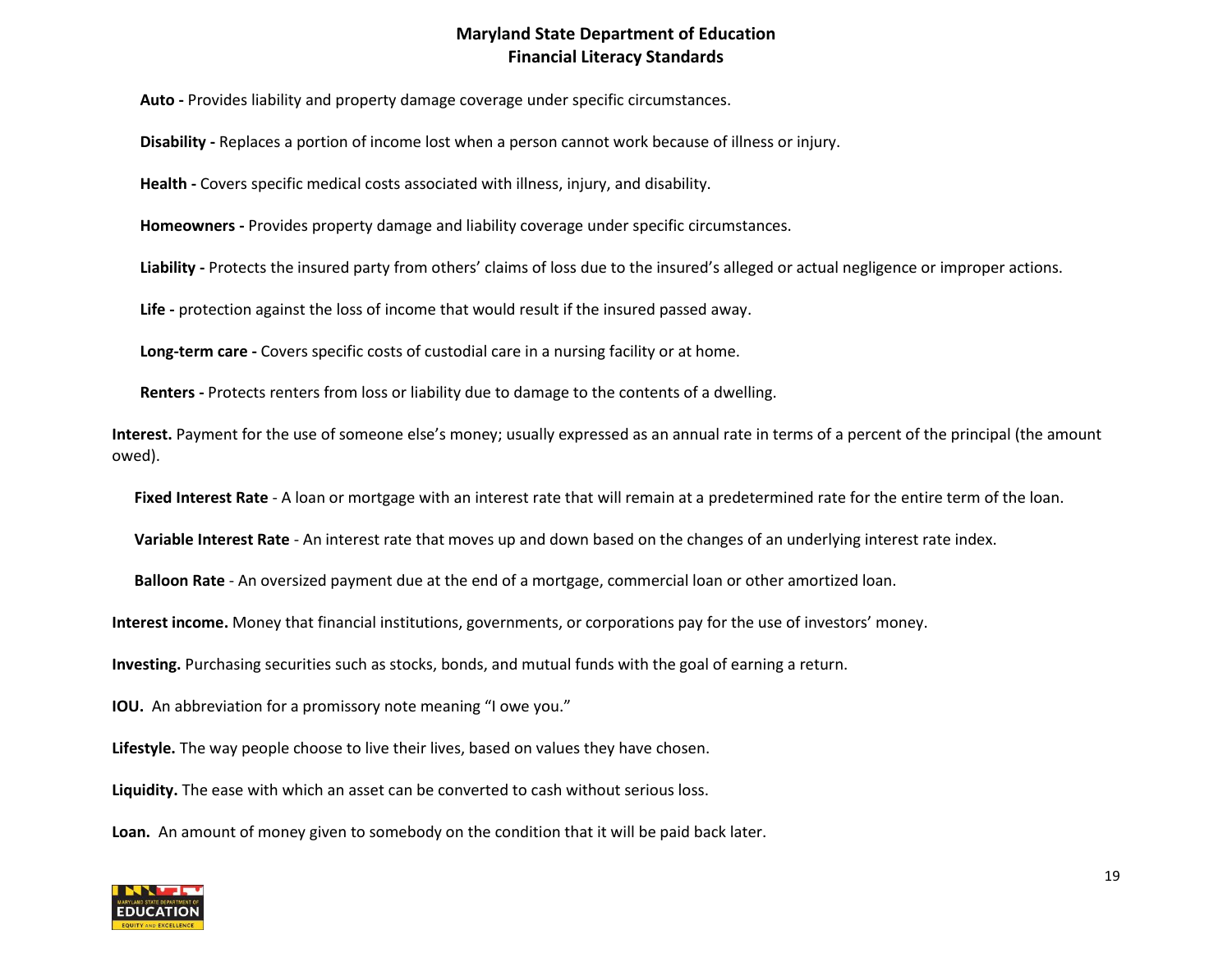**Auto -** Provides liability and property damage coverage under specific circumstances.

**Disability -** Replaces a portion of income lost when a person cannot work because of illness or injury.

**Health -** Covers specific medical costs associated with illness, injury, and disability.

**Homeowners -** Provides property damage and liability coverage under specific circumstances.

**Liability -** Protects the insured party from others' claims of loss due to the insured's alleged or actual negligence or improper actions.

**Life -** protection against the loss of income that would result if the insured passed away.

**Long-term care -** Covers specific costs of custodial care in a nursing facility or at home.

**Renters -** Protects renters from loss or liability due to damage to the contents of a dwelling.

**Interest.** Payment for the use of someone else's money; usually expressed as an annual rate in terms of a percent of the principal (the amount owed).

**Fixed Interest Rate** - A loan or mortgage with an interest rate that will remain at a predetermined rate for the entire term of the loan.

**Variable Interest Rate** - An interest rate that moves up and down based on the changes of an underlying interest rate index.

**Balloon Rate** - An oversized payment due at the end of a mortgage, commercial loan or other amortized loan.

**Interest income.** Money that financial institutions, governments, or corporations pay for the use of investors' money.

**Investing.** Purchasing securities such as stocks, bonds, and mutual funds with the goal of earning a return.

**IOU.** An abbreviation for a promissory note meaning "I owe you."

**Lifestyle.** The way people choose to live their lives, based on values they have chosen.

**Liquidity.** The ease with which an asset can be converted to cash without serious loss.

**Loan.** An amount of money given to somebody on the condition that it will be paid back later.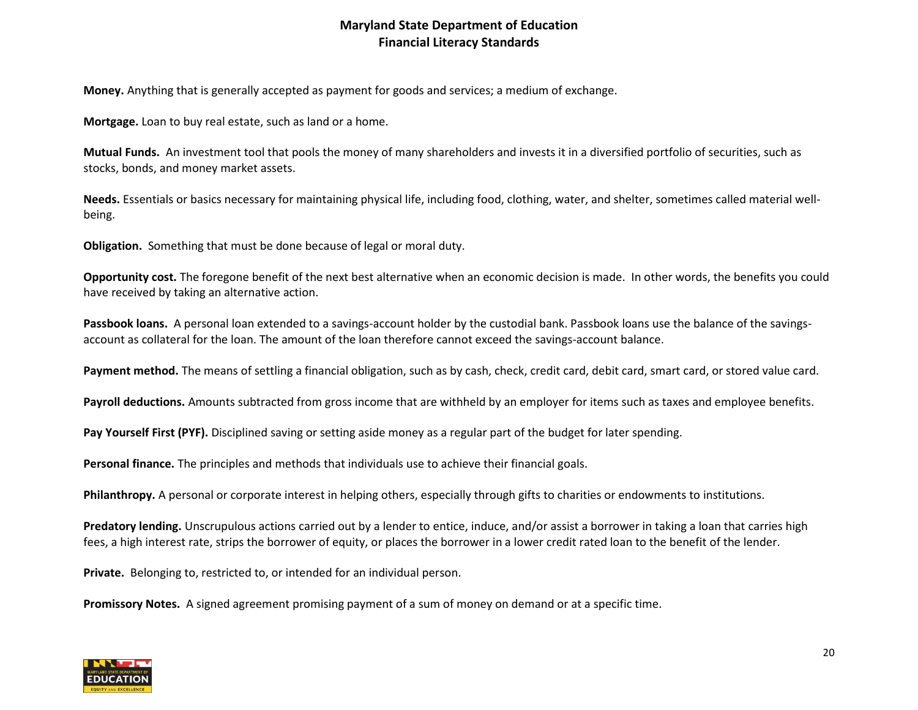**Money.** Anything that is generally accepted as payment for goods and services; a medium of exchange.

**Mortgage.** Loan to buy real estate, such as land or a home.

**Mutual Funds.** An investment tool that pools the money of many shareholders and invests it in a diversified portfolio of securities, such as stocks, bonds, and money market assets.

**Needs.** Essentials or basics necessary for maintaining physical life, including food, clothing, water, and shelter, sometimes called material well-being.

**Obligation.** Something that must be done because of legal or moral duty.

**Opportunity cost.** The foregone benefit of the next best alternative when an economic decision is made. In other words, the benefits you could have received by taking an alternative action.

**Passbook loans.** A personal loan extended to a savings-account holder by the custodial bank. Passbook loans use the balance of the savings-account as collateral for the loan. The amount of the loan therefore cannot exceed the savings-account balance.

**Payment method.** The means of settling a financial obligation, such as by cash, check, credit card, debit card, smart card, or stored value card.

**Payroll deductions.** Amounts subtracted from gross income that are withheld by an employer for items such as taxes and employee benefits.

**Pay Yourself First (PYF).** Disciplined saving or setting aside money as a regular part of the budget for later spending.

**Personal finance.** The principles and methods that individuals use to achieve their financial goals.

**Philanthropy.** A personal or corporate interest in helping others, especially through gifts to charities or endowments to institutions.

**Predatory lending.** Unscrupulous actions carried out by a lender to entice, induce, and/or assist a borrower in taking a loan that carries high fees, a high interest rate, strips the borrower of equity, or places the borrower in a lower credit rated loan to the benefit of the lender.

**Private.** Belonging to, restricted to, or intended for an individual person.

**Promissory Notes.** A signed agreement promising payment of a sum of money on demand or at a specific time.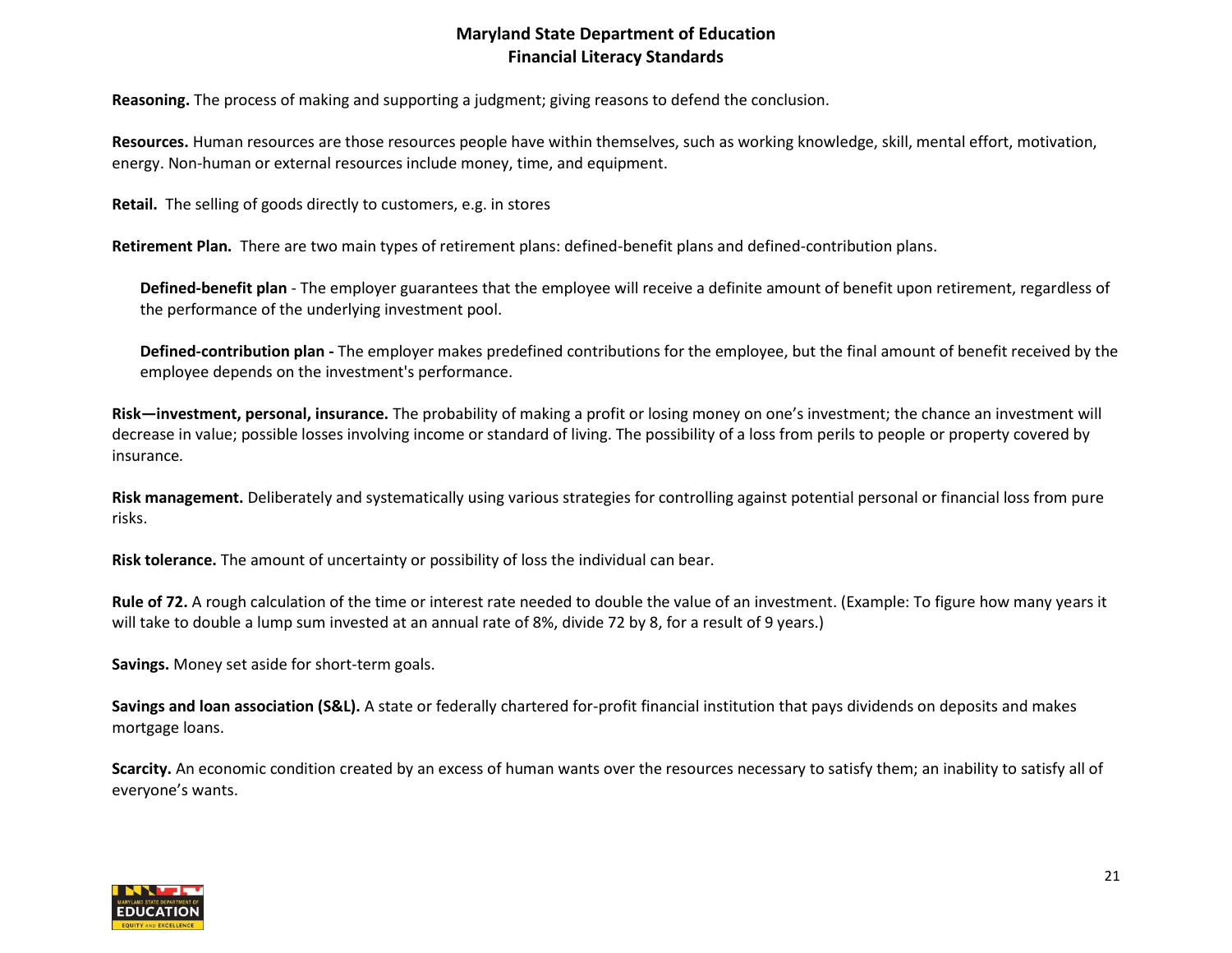**Reasoning.** The process of making and supporting a judgment; giving reasons to defend the conclusion.

**Resources.** Human resources are those resources people have within themselves, such as working knowledge, skill, mental effort, motivation, energy. Non-human or external resources include money, time, and equipment.

**Retail.** The selling of goods directly to customers, e.g. in stores

**Retirement Plan.** There are two main types of retirement plans: defined-benefit plans and defined-contribution plans.

> **Defined-benefit plan** - The employer guarantees that the employee will receive a definite amount of benefit upon retirement, regardless of the performance of the underlying investment pool.
>
> **Defined-contribution plan -** The employer makes predefined contributions for the employee, but the final amount of benefit received by the employee depends on the investment's performance.

**Risk—investment, personal, insurance.** The probability of making a profit or losing money on one's investment; the chance an investment will decrease in value; possible losses involving income or standard of living. The possibility of a loss from perils to people or property covered by insurance.

**Risk management.** Deliberately and systematically using various strategies for controlling against potential personal or financial loss from pure risks.

**Risk tolerance.** The amount of uncertainty or possibility of loss the individual can bear.

**Rule of 72.** A rough calculation of the time or interest rate needed to double the value of an investment. (Example: To figure how many years it will take to double a lump sum invested at an annual rate of 8%, divide 72 by 8, for a result of 9 years.)

**Savings.** Money set aside for short-term goals.

**Savings and loan association (S&L).** A state or federally chartered for-profit financial institution that pays dividends on deposits and makes mortgage loans.

**Scarcity.** An economic condition created by an excess of human wants over the resources necessary to satisfy them; an inability to satisfy all of everyone's wants.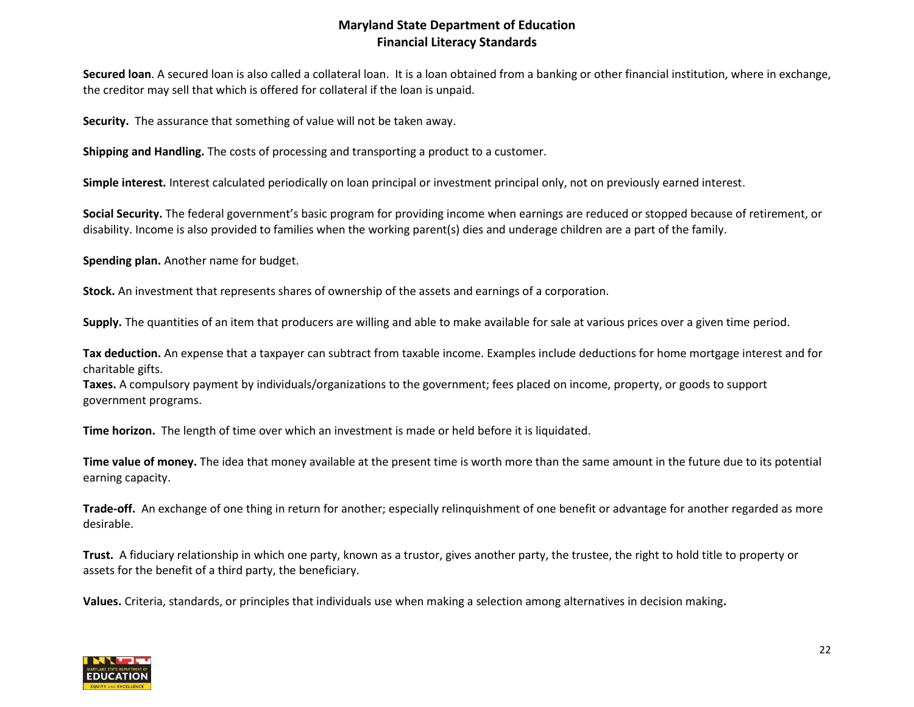**Secured loan**. A secured loan is also called a collateral loan. It is a loan obtained from a banking or other financial institution, where in exchange, the creditor may sell that which is offered for collateral if the loan is unpaid.

**Security.** The assurance that something of value will not be taken away.

**Shipping and Handling.** The costs of processing and transporting a product to a customer.

**Simple interest.** Interest calculated periodically on loan principal or investment principal only, not on previously earned interest.

**Social Security.** The federal government's basic program for providing income when earnings are reduced or stopped because of retirement, or disability. Income is also provided to families when the working parent(s) dies and underage children are a part of the family.

**Spending plan.** Another name for budget.

**Stock.** An investment that represents shares of ownership of the assets and earnings of a corporation.

**Supply.** The quantities of an item that producers are willing and able to make available for sale at various prices over a given time period.

**Tax deduction.** An expense that a taxpayer can subtract from taxable income. Examples include deductions for home mortgage interest and for charitable gifts.

**Taxes.** A compulsory payment by individuals/organizations to the government; fees placed on income, property, or goods to support government programs.

**Time horizon.** The length of time over which an investment is made or held before it is liquidated.

**Time value of money.** The idea that money available at the present time is worth more than the same amount in the future due to its potential earning capacity.

**Trade-off.** An exchange of one thing in return for another; especially relinquishment of one benefit or advantage for another regarded as more desirable.

**Trust.** A fiduciary relationship in which one party, known as a trustor, gives another party, the trustee, the right to hold title to property or assets for the benefit of a third party, the beneficiary.

**Values.** Criteria, standards, or principles that individuals use when making a selection among alternatives in decision making.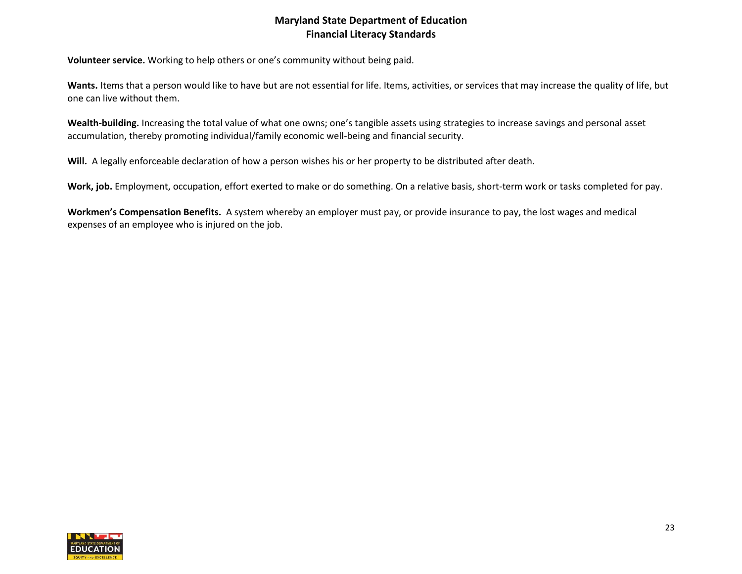**Volunteer service.** Working to help others or one's community without being paid.

**Wants.** Items that a person would like to have but are not essential for life. Items, activities, or services that may increase the quality of life, but one can live without them.

**Wealth-building.** Increasing the total value of what one owns; one's tangible assets using strategies to increase savings and personal asset accumulation, thereby promoting individual/family economic well-being and financial security.

**Will.** A legally enforceable declaration of how a person wishes his or her property to be distributed after death.

**Work, job.** Employment, occupation, effort exerted to make or do something. On a relative basis, short-term work or tasks completed for pay.

**Workmen's Compensation Benefits.** A system whereby an employer must pay, or provide insurance to pay, the lost wages and medical expenses of an employee who is injured on the job.